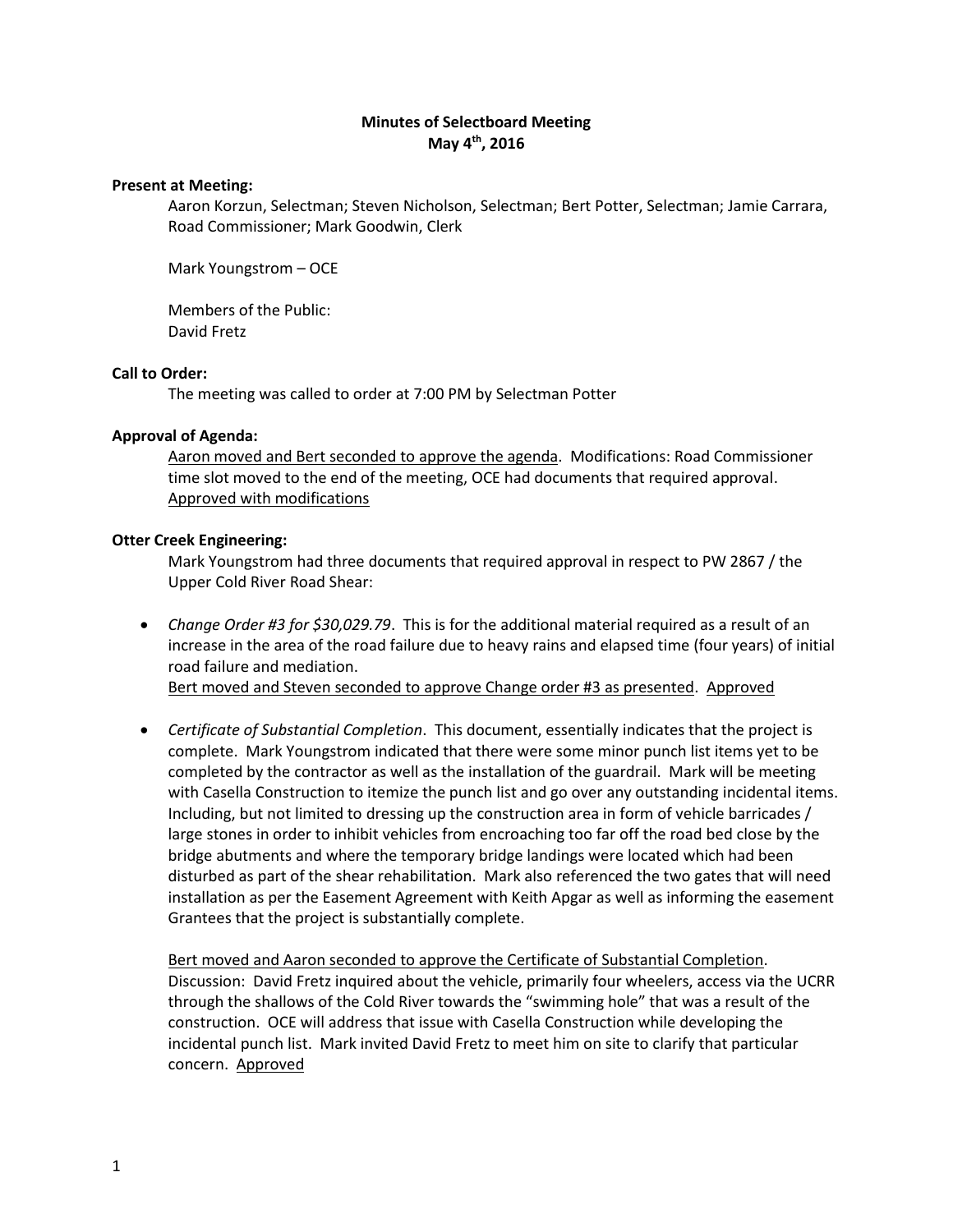**Minutes of Selectboard Meeting**
**May 4th, 2016**

**Present at Meeting:**

Aaron Korzun, Selectman; Steven Nicholson, Selectman; Bert Potter, Selectman; Jamie Carrara, Road Commissioner; Mark Goodwin, Clerk

Mark Youngstrom – OCE

Members of the Public:
David Fretz

**Call to Order:**

The meeting was called to order at 7:00 PM by Selectman Potter

**Approval of Agenda:**

<u>Aaron moved and Bert seconded to approve the agenda</u>. Modifications: Road Commissioner time slot moved to the end of the meeting, OCE had documents that required approval. <u>Approved with modifications</u>

**Otter Creek Engineering:**

Mark Youngstrom had three documents that required approval in respect to PW 2867 / the Upper Cold River Road Shear:

- *Change Order #3 for $30,029.79*. This is for the additional material required as a result of an increase in the area of the road failure due to heavy rains and elapsed time (four years) of initial road failure and mediation.
  <u>Bert moved and Steven seconded to approve Change order #3 as presented</u>. <u>Approved</u>

- *Certificate of Substantial Completion*. This document, essentially indicates that the project is complete. Mark Youngstrom indicated that there were some minor punch list items yet to be completed by the contractor as well as the installation of the guardrail. Mark will be meeting with Casella Construction to itemize the punch list and go over any outstanding incidental items. Including, but not limited to dressing up the construction area in form of vehicle barricades / large stones in order to inhibit vehicles from encroaching too far off the road bed close by the bridge abutments and where the temporary bridge landings were located which had been disturbed as part of the shear rehabilitation. Mark also referenced the two gates that will need installation as per the Easement Agreement with Keith Apgar as well as informing the easement Grantees that the project is substantially complete.

  <u>Bert moved and Aaron seconded to approve the Certificate of Substantial Completion</u>. Discussion: David Fretz inquired about the vehicle, primarily four wheelers, access via the UCRR through the shallows of the Cold River towards the "swimming hole" that was a result of the construction. OCE will address that issue with Casella Construction while developing the incidental punch list. Mark invited David Fretz to meet him on site to clarify that particular concern. <u>Approved</u>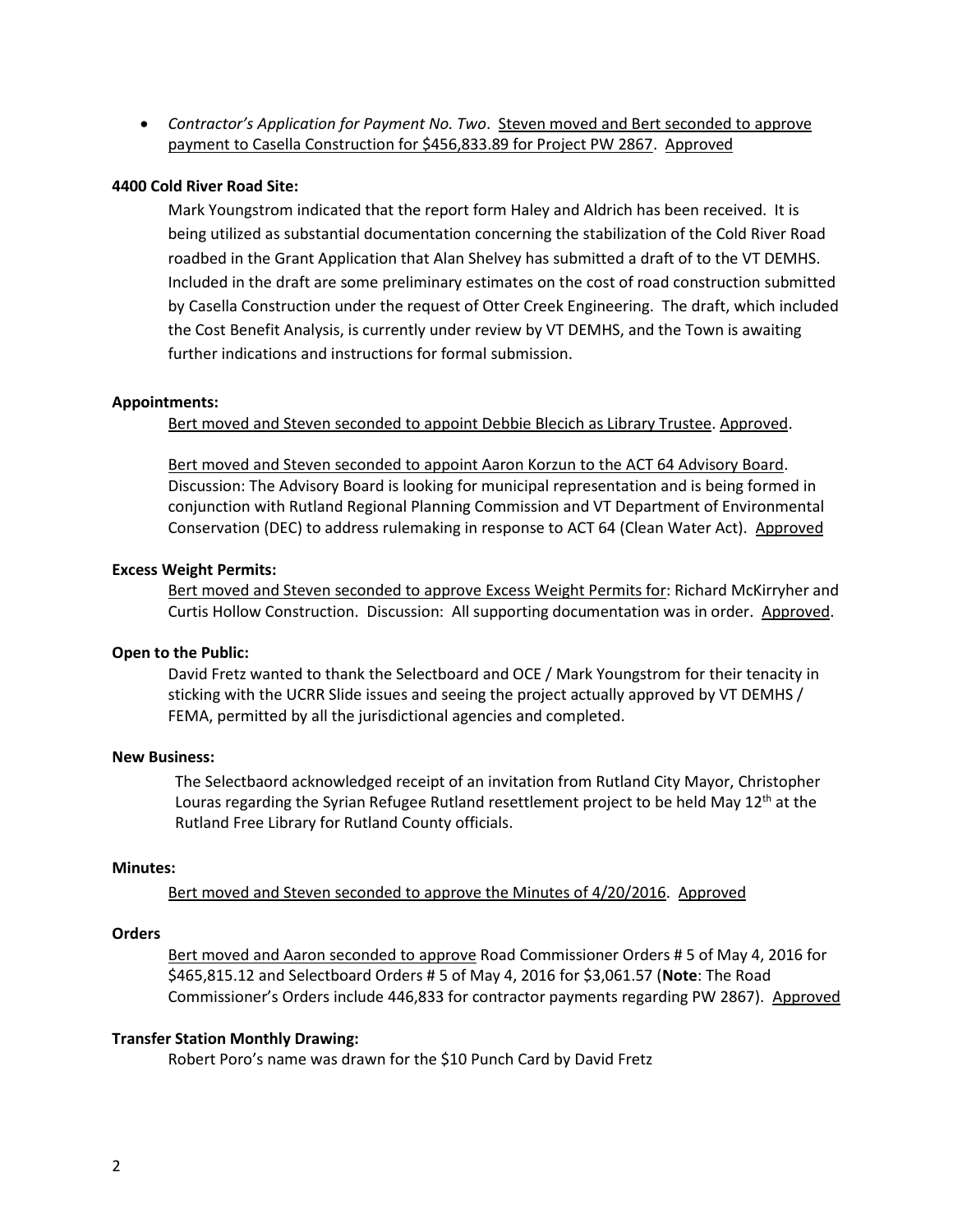- *Contractor's Application for Payment No. Two*. Steven moved and Bert seconded to approve payment to Casella Construction for $456,833.89 for Project PW 2867. Approved

**4400 Cold River Road Site:**

Mark Youngstrom indicated that the report form Haley and Aldrich has been received. It is being utilized as substantial documentation concerning the stabilization of the Cold River Road roadbed in the Grant Application that Alan Shelvey has submitted a draft of to the VT DEMHS. Included in the draft are some preliminary estimates on the cost of road construction submitted by Casella Construction under the request of Otter Creek Engineering. The draft, which included the Cost Benefit Analysis, is currently under review by VT DEMHS, and the Town is awaiting further indications and instructions for formal submission.

**Appointments:**

Bert moved and Steven seconded to appoint Debbie Blecich as Library Trustee. Approved.

Bert moved and Steven seconded to appoint Aaron Korzun to the ACT 64 Advisory Board. Discussion: The Advisory Board is looking for municipal representation and is being formed in conjunction with Rutland Regional Planning Commission and VT Department of Environmental Conservation (DEC) to address rulemaking in response to ACT 64 (Clean Water Act). Approved

**Excess Weight Permits:**

Bert moved and Steven seconded to approve Excess Weight Permits for: Richard McKirryher and Curtis Hollow Construction. Discussion: All supporting documentation was in order. Approved.

**Open to the Public:**

David Fretz wanted to thank the Selectboard and OCE / Mark Youngstrom for their tenacity in sticking with the UCRR Slide issues and seeing the project actually approved by VT DEMHS / FEMA, permitted by all the jurisdictional agencies and completed.

**New Business:**

The Selectbaord acknowledged receipt of an invitation from Rutland City Mayor, Christopher Louras regarding the Syrian Refugee Rutland resettlement project to be held May 12th at the Rutland Free Library for Rutland County officials.

**Minutes:**

Bert moved and Steven seconded to approve the Minutes of 4/20/2016. Approved

**Orders**

Bert moved and Aaron seconded to approve Road Commissioner Orders # 5 of May 4, 2016 for $465,815.12 and Selectboard Orders # 5 of May 4, 2016 for $3,061.57 (**Note**: The Road Commissioner's Orders include 446,833 for contractor payments regarding PW 2867). Approved

**Transfer Station Monthly Drawing:**

Robert Poro's name was drawn for the $10 Punch Card by David Fretz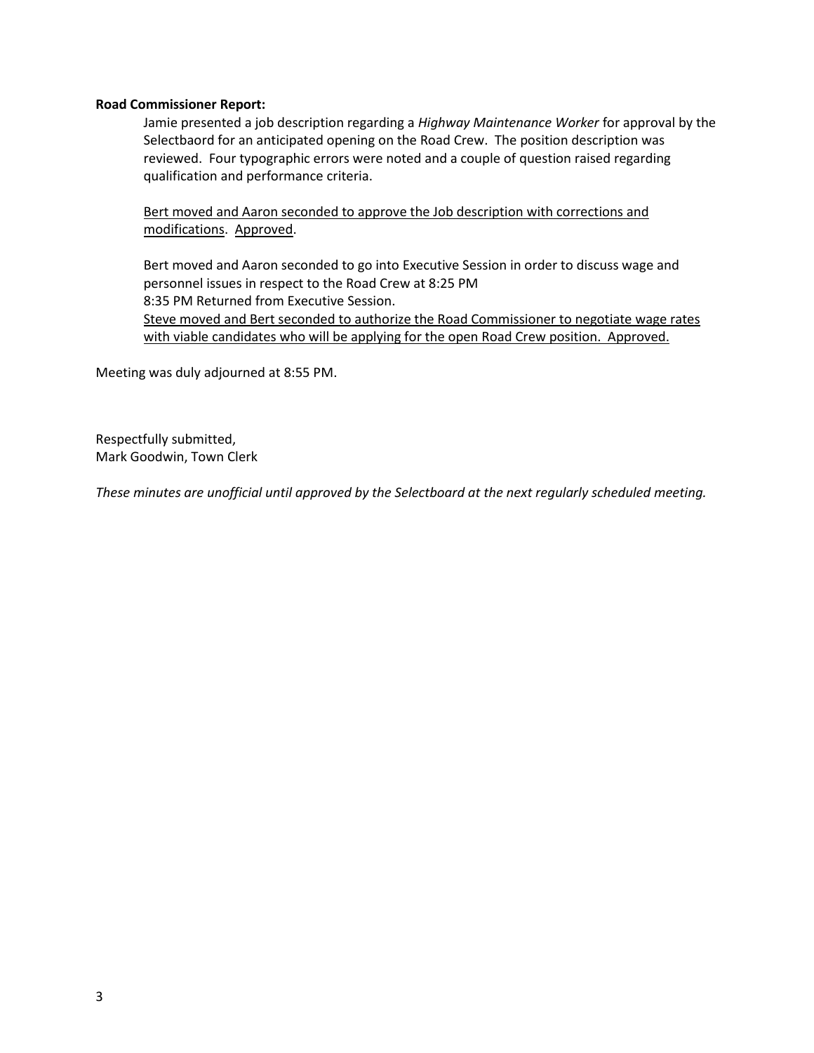**Road Commissioner Report:**

Jamie presented a job description regarding a *Highway Maintenance Worker* for approval by the Selectbaord for an anticipated opening on the Road Crew. The position description was reviewed. Four typographic errors were noted and a couple of question raised regarding qualification and performance criteria.

<u>Bert moved and Aaron seconded to approve the Job description with corrections and modifications</u>. <u>Approved</u>.

Bert moved and Aaron seconded to go into Executive Session in order to discuss wage and personnel issues in respect to the Road Crew at 8:25 PM
8:35 PM Returned from Executive Session.
<u>Steve moved and Bert seconded to authorize the Road Commissioner to negotiate wage rates with viable candidates who will be applying for the open Road Crew position. Approved.</u>

Meeting was duly adjourned at 8:55 PM.

Respectfully submitted,
Mark Goodwin, Town Clerk

*These minutes are unofficial until approved by the Selectboard at the next regularly scheduled meeting.*